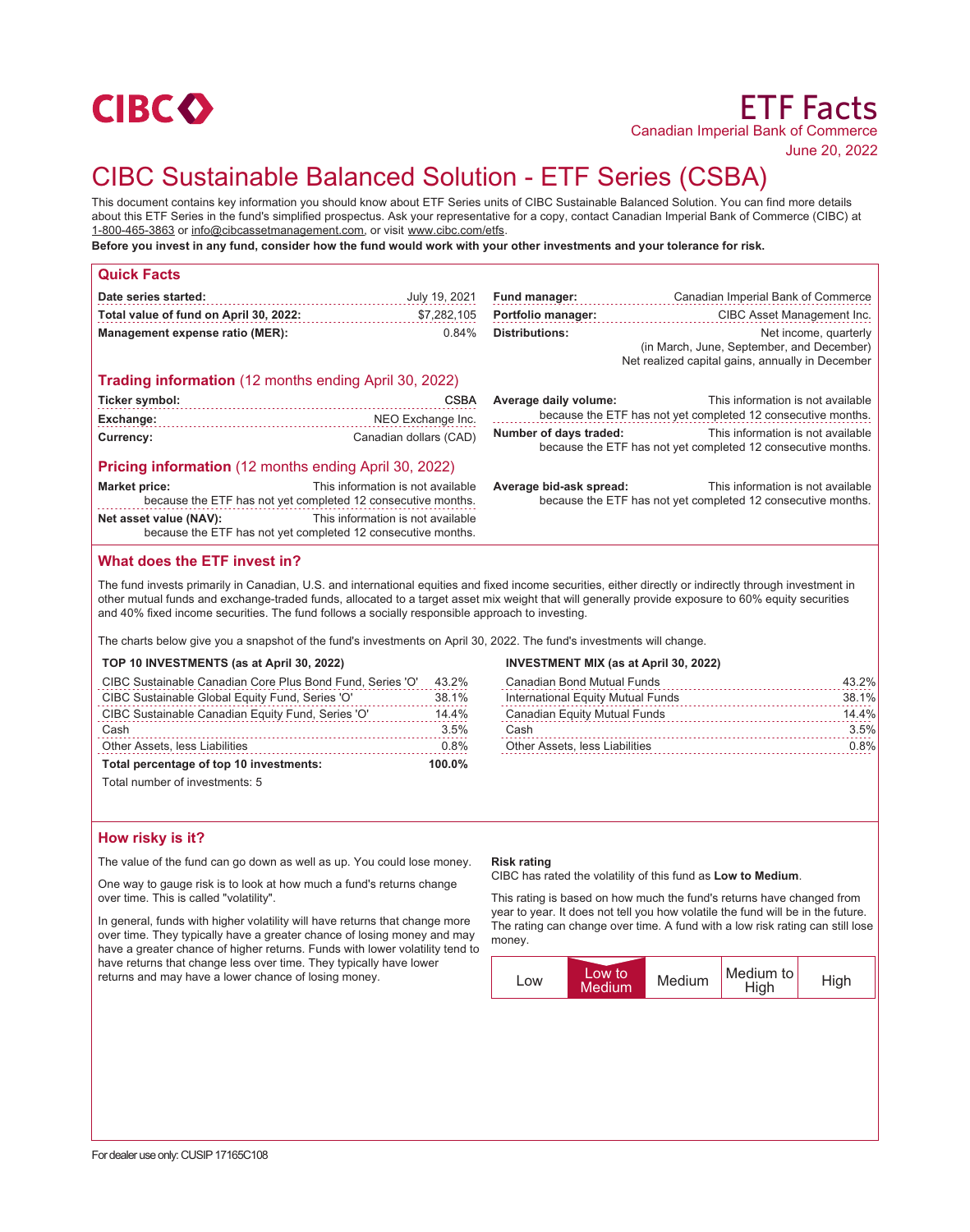CIBC

# ETF Facts

Canadian Imperial Bank of Commerce

June 20, 2022

# CIBC Sustainable Balanced Solution - ETF Series (CSBA)

This document contains key information you should know about ETF Series units of CIBC Sustainable Balanced Solution. You can find more details about this ETF Series in the fund's simplified prospectus. Ask your representative for a copy, contact Canadian Imperial Bank of Commerce (CIBC) at 1-800-465-3863 or info@cibcassetmanagement.com, or visit www.cibc.com/etfs.

**Before you invest in any fund, consider how the fund would work with your other investments and your tolerance for risk.**

## Quick Facts

| | |
|---|---|
| **Date series started:** | July 19, 2021 |
| **Total value of fund on April 30, 2022:** | $7,282,105 |
| **Management expense ratio (MER):** | 0.84% |
| **Fund manager:** | Canadian Imperial Bank of Commerce |
| **Portfolio manager:** | CIBC Asset Management Inc. |
| **Distributions:** | Net income, quarterly (in March, June, September, and December) Net realized capital gains, annually in December |

## Trading information (12 months ending April 30, 2022)

| | |
|---|---|
| **Ticker symbol:** | CSBA |
| **Exchange:** | NEO Exchange Inc. |
| **Currency:** | Canadian dollars (CAD) |
| **Average daily volume:** | This information is not available because the ETF has not yet completed 12 consecutive months. |
| **Number of days traded:** | This information is not available because the ETF has not yet completed 12 consecutive months. |

## Pricing information (12 months ending April 30, 2022)

| | |
|---|---|
| **Market price:** | This information is not available because the ETF has not yet completed 12 consecutive months. |
| **Net asset value (NAV):** | This information is not available because the ETF has not yet completed 12 consecutive months. |
| **Average bid-ask spread:** | This information is not available because the ETF has not yet completed 12 consecutive months. |

## What does the ETF invest in?

The fund invests primarily in Canadian, U.S. and international equities and fixed income securities, either directly or indirectly through investment in other mutual funds and exchange-traded funds, allocated to a target asset mix weight that will generally provide exposure to 60% equity securities and 40% fixed income securities. The fund follows a socially responsible approach to investing.

The charts below give you a snapshot of the fund's investments on April 30, 2022. The fund's investments will change.

**TOP 10 INVESTMENTS (as at April 30, 2022)**

| | |
|---|---|
| CIBC Sustainable Canadian Core Plus Bond Fund, Series 'O' | 43.2% |
| CIBC Sustainable Global Equity Fund, Series 'O' | 38.1% |
| CIBC Sustainable Canadian Equity Fund, Series 'O' | 14.4% |
| Cash | 3.5% |
| Other Assets, less Liabilities | 0.8% |
| **Total percentage of top 10 investments:** | **100.0%** |

Total number of investments: 5

**INVESTMENT MIX (as at April 30, 2022)**

| | |
|---|---|
| Canadian Bond Mutual Funds | 43.2% |
| International Equity Mutual Funds | 38.1% |
| Canadian Equity Mutual Funds | 14.4% |
| Cash | 3.5% |
| Other Assets, less Liabilities | 0.8% |

## How risky is it?

The value of the fund can go down as well as up. You could lose money.

One way to gauge risk is to look at how much a fund's returns change over time. This is called "volatility".

In general, funds with higher volatility will have returns that change more over time. They typically have a greater chance of losing money and may have a greater chance of higher returns. Funds with lower volatility tend to have returns that change less over time. They typically have lower returns and may have a lower chance of losing money.

**Risk rating**

CIBC has rated the volatility of this fund as **Low to Medium**.

This rating is based on how much the fund's returns have changed from year to year. It does not tell you how volatile the fund will be in the future. The rating can change over time. A fund with a low risk rating can still lose money.

| Low | **Low to Medium** | Medium | Medium to High | High |
|---|---|---|---|---|

For dealer use only: CUSIP 17165C108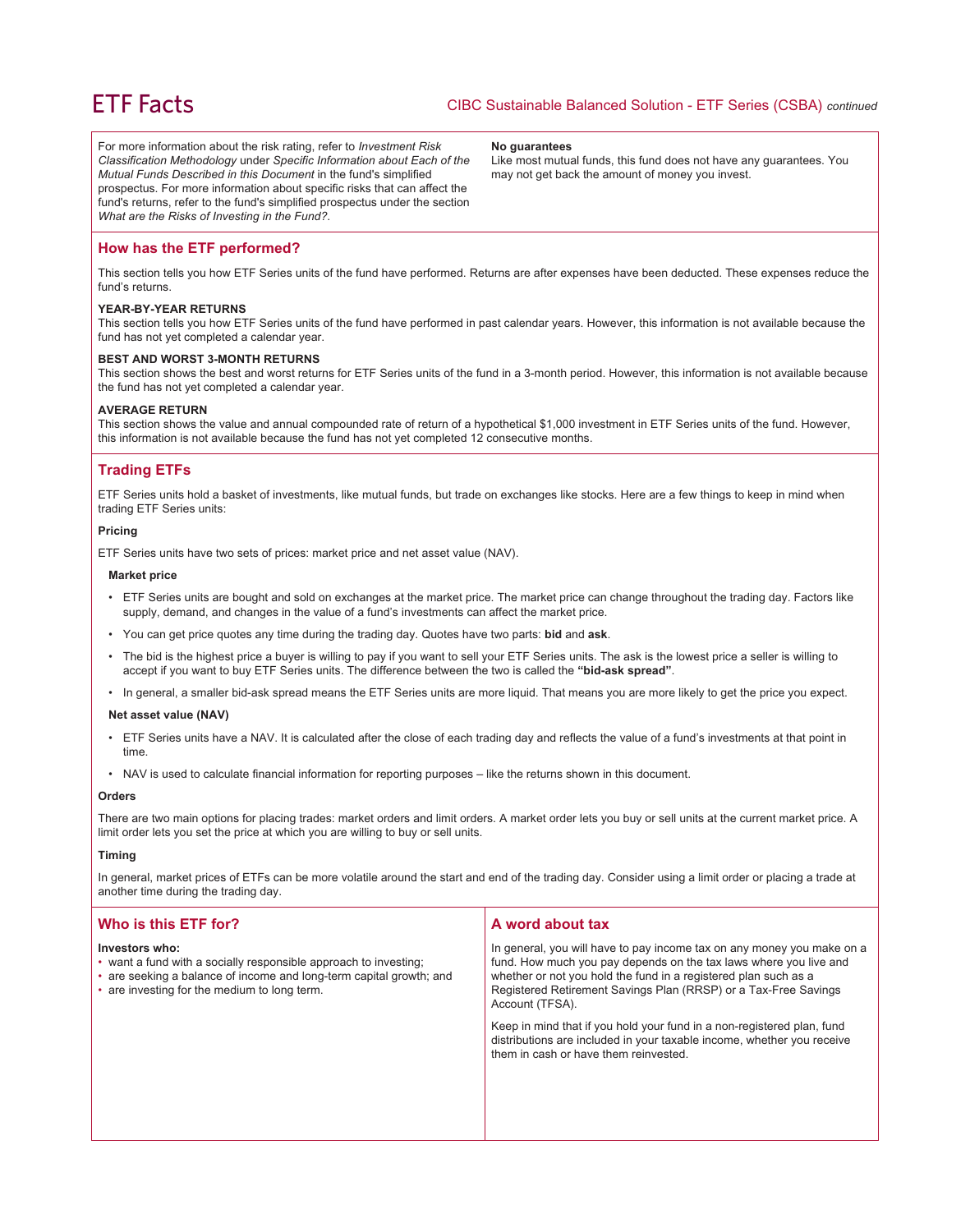For more information about the risk rating, refer to *Investment Risk Classification Methodology* under *Specific Information about Each of the Mutual Funds Described in this Document* in the fund's simplified prospectus. For more information about specific risks that can affect the fund's returns, refer to the fund's simplified prospectus under the section *What are the Risks of Investing in the Fund?*.

**No guarantees**

Like most mutual funds, this fund does not have any guarantees. You may not get back the amount of money you invest.

## How has the ETF performed?

This section tells you how ETF Series units of the fund have performed. Returns are after expenses have been deducted. These expenses reduce the fund's returns.

### YEAR-BY-YEAR RETURNS

This section tells you how ETF Series units of the fund have performed in past calendar years. However, this information is not available because the fund has not yet completed a calendar year.

### BEST AND WORST 3-MONTH RETURNS

This section shows the best and worst returns for ETF Series units of the fund in a 3-month period. However, this information is not available because the fund has not yet completed a calendar year.

### AVERAGE RETURN

This section shows the value and annual compounded rate of return of a hypothetical $1,000 investment in ETF Series units of the fund. However, this information is not available because the fund has not yet completed 12 consecutive months.

## Trading ETFs

ETF Series units hold a basket of investments, like mutual funds, but trade on exchanges like stocks. Here are a few things to keep in mind when trading ETF Series units:

**Pricing**

ETF Series units have two sets of prices: market price and net asset value (NAV).

**Market price**

- ETF Series units are bought and sold on exchanges at the market price. The market price can change throughout the trading day. Factors like supply, demand, and changes in the value of a fund's investments can affect the market price.
- You can get price quotes any time during the trading day. Quotes have two parts: **bid** and **ask**.
- The bid is the highest price a buyer is willing to pay if you want to sell your ETF Series units. The ask is the lowest price a seller is willing to accept if you want to buy ETF Series units. The difference between the two is called the **"bid-ask spread"**.
- In general, a smaller bid-ask spread means the ETF Series units are more liquid. That means you are more likely to get the price you expect.

**Net asset value (NAV)**

- ETF Series units have a NAV. It is calculated after the close of each trading day and reflects the value of a fund's investments at that point in time.
- NAV is used to calculate financial information for reporting purposes – like the returns shown in this document.

**Orders**

There are two main options for placing trades: market orders and limit orders. A market order lets you buy or sell units at the current market price. A limit order lets you set the price at which you are willing to buy or sell units.

**Timing**

In general, market prices of ETFs can be more volatile around the start and end of the trading day. Consider using a limit order or placing a trade at another time during the trading day.

## Who is this ETF for?

**Investors who:**

- want a fund with a socially responsible approach to investing;
- are seeking a balance of income and long-term capital growth; and
- are investing for the medium to long term.

## A word about tax

In general, you will have to pay income tax on any money you make on a fund. How much you pay depends on the tax laws where you live and whether or not you hold the fund in a registered plan such as a Registered Retirement Savings Plan (RRSP) or a Tax-Free Savings Account (TFSA).

Keep in mind that if you hold your fund in a non-registered plan, fund distributions are included in your taxable income, whether you receive them in cash or have them reinvested.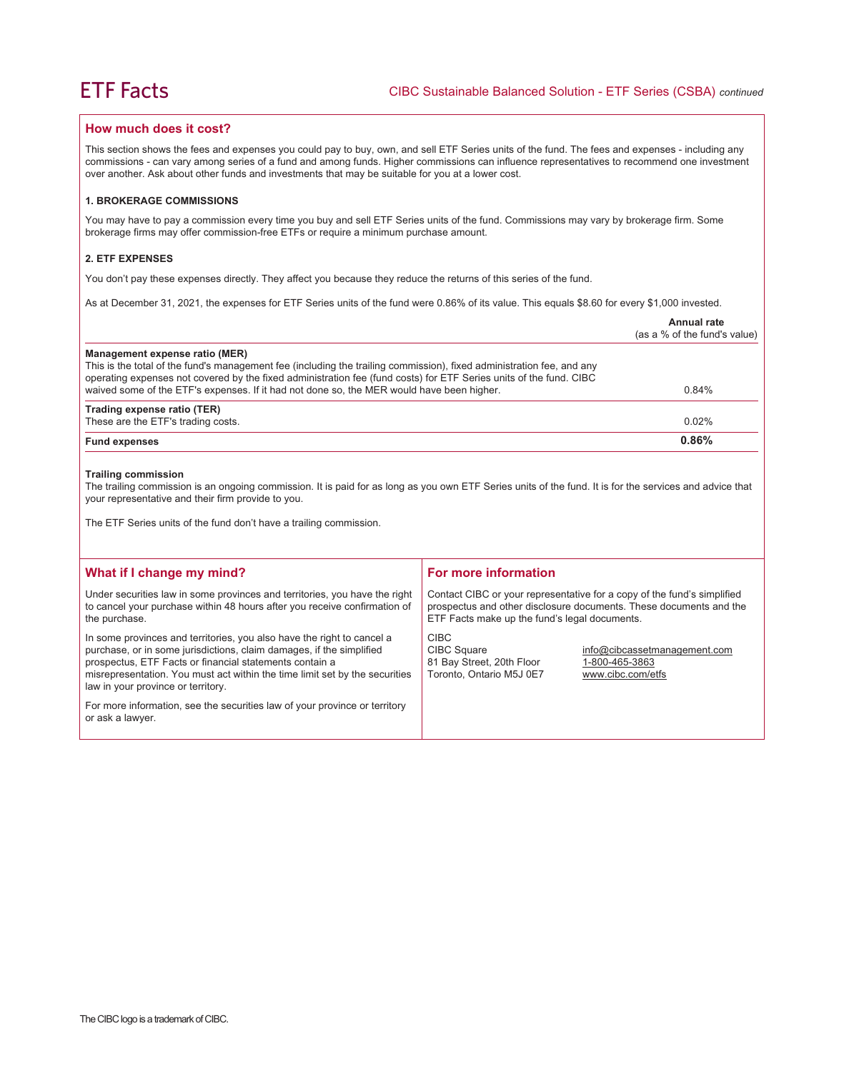## How much does it cost?

This section shows the fees and expenses you could pay to buy, own, and sell ETF Series units of the fund. The fees and expenses - including any commissions - can vary among series of a fund and among funds. Higher commissions can influence representatives to recommend one investment over another. Ask about other funds and investments that may be suitable for you at a lower cost.

### 1. BROKERAGE COMMISSIONS

You may have to pay a commission every time you buy and sell ETF Series units of the fund. Commissions may vary by brokerage firm. Some brokerage firms may offer commission-free ETFs or require a minimum purchase amount.

### 2. ETF EXPENSES

You don't pay these expenses directly. They affect you because they reduce the returns of this series of the fund.

As at December 31, 2021, the expenses for ETF Series units of the fund were 0.86% of its value. This equals $8.60 for every $1,000 invested.

| | **Annual rate** (as a % of the fund's value) |
|---|---|
| **Management expense ratio (MER)** This is the total of the fund's management fee (including the trailing commission), fixed administration fee, and any operating expenses not covered by the fixed administration fee (fund costs) for ETF Series units of the fund. CIBC waived some of the ETF's expenses. If it had not done so, the MER would have been higher. | 0.84% |
| **Trading expense ratio (TER)** These are the ETF's trading costs. | 0.02% |
| **Fund expenses** | **0.86%** |

**Trailing commission**

The trailing commission is an ongoing commission. It is paid for as long as you own ETF Series units of the fund. It is for the services and advice that your representative and their firm provide to you.

The ETF Series units of the fund don't have a trailing commission.

## What if I change my mind?

Under securities law in some provinces and territories, you have the right to cancel your purchase within 48 hours after you receive confirmation of the purchase.

In some provinces and territories, you also have the right to cancel a purchase, or in some jurisdictions, claim damages, if the simplified prospectus, ETF Facts or financial statements contain a misrepresentation. You must act within the time limit set by the securities law in your province or territory.

For more information, see the securities law of your province or territory or ask a lawyer.

## For more information

Contact CIBC or your representative for a copy of the fund's simplified prospectus and other disclosure documents. These documents and the ETF Facts make up the fund's legal documents.

CIBC
CIBC Square
81 Bay Street, 20th Floor
Toronto, Ontario M5J 0E7

info@cibcassetmanagement.com
1-800-465-3863
www.cibc.com/etfs

The CIBC logo is a trademark of CIBC.